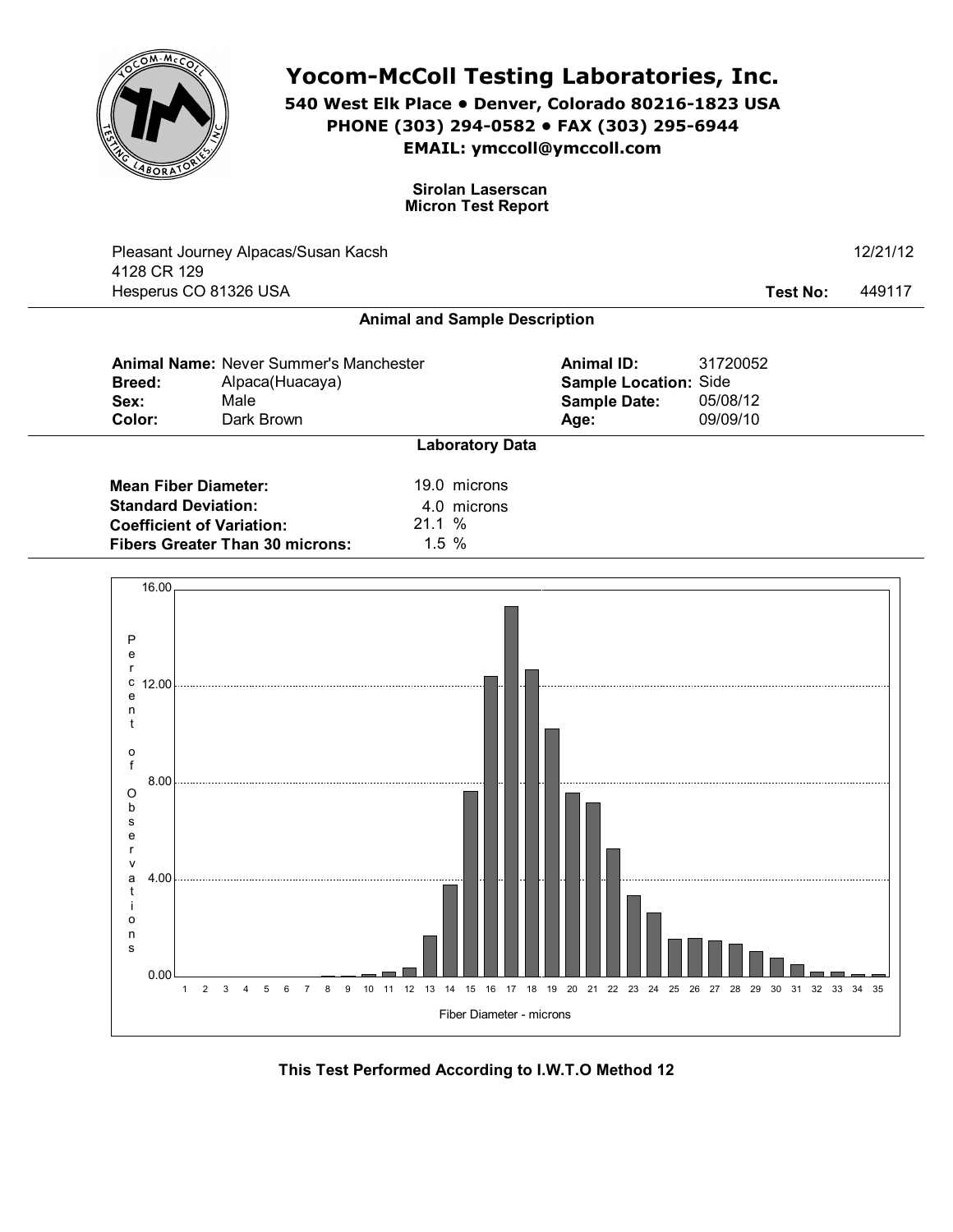# Yocom-McColl Testing Laboratories, Inc.

**540 West Elk Place • Denver, Colorado 80216-1823 USA**
**PHONE (303) 294-0582 • FAX (303) 295-6944**
**EMAIL: ymccoll@ymccoll.com**

**Sirolan Laserscan**
**Micron Test Report**

Pleasant Journey Alpacas/Susan Kacsh
4128 CR 129
Hesperus CO 81326 USA

12/21/12

**Test No:** 449117

## Animal and Sample Description

| | | | |
|---|---|---|---|
| **Animal Name:** | Never Summer's Manchester | **Animal ID:** | 31720052 |
| **Breed:** | Alpaca(Huacaya) | **Sample Location:** | Side |
| **Sex:** | Male | **Sample Date:** | 05/08/12 |
| **Color:** | Dark Brown | **Age:** | 09/09/10 |

## Laboratory Data

| | |
|---|---|
| **Mean Fiber Diameter:** | 19.0 microns |
| **Standard Deviation:** | 4.0 microns |
| **Coefficient of Variation:** | 21.1 % |
| **Fibers Greater Than 30 microns:** | 1.5 % |

Percent of Observations (y-axis: 0.00, 4.00, 8.00, 12.00, 16.00)

Fiber Diameter - microns (x-axis: 1–35)

**This Test Performed According to I.W.T.O Method 12**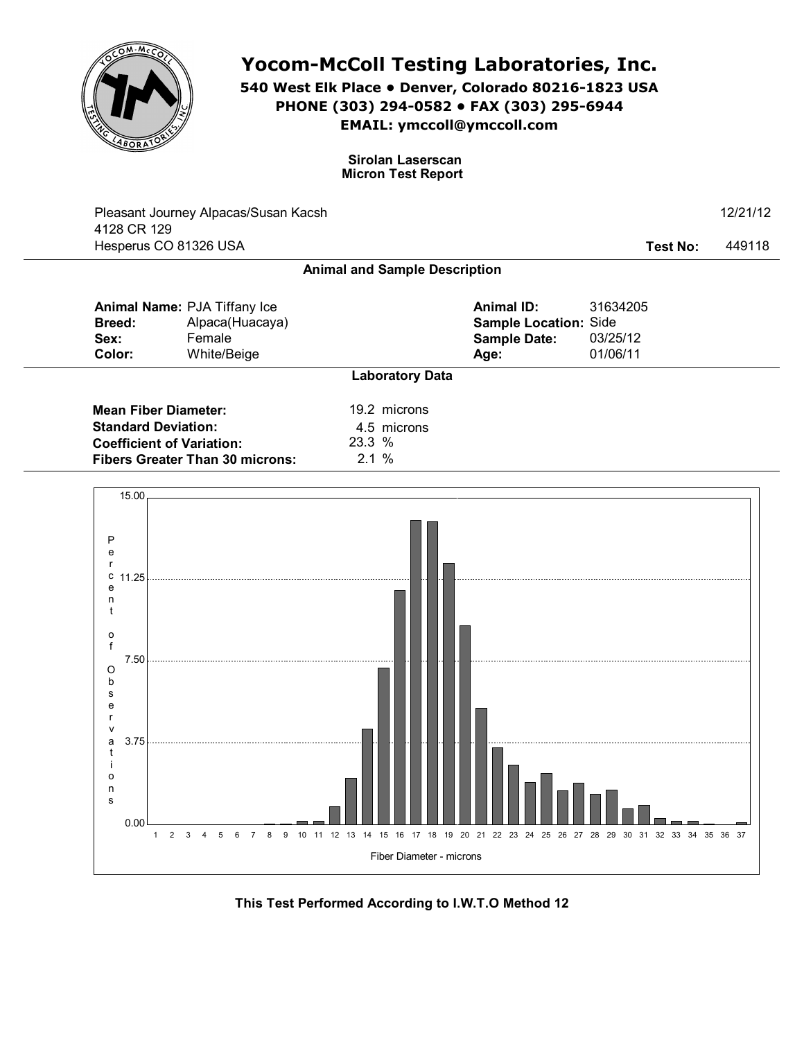# Yocom-McColl Testing Laboratories, Inc.

**540 West Elk Place • Denver, Colorado 80216-1823 USA**
**PHONE (303) 294-0582 • FAX (303) 295-6944**
**EMAIL: ymccoll@ymccoll.com**

**Sirolan Laserscan**
**Micron Test Report**

Pleasant Journey Alpacas/Susan Kacsh
4128 CR 129
Hesperus CO 81326 USA

12/21/12

**Test No:** 449118

## Animal and Sample Description

| | | | |
|---|---|---|---|
| **Animal Name:** | PJA Tiffany Ice | **Animal ID:** | 31634205 |
| **Breed:** | Alpaca(Huacaya) | **Sample Location:** | Side |
| **Sex:** | Female | **Sample Date:** | 03/25/12 |
| **Color:** | White/Beige | **Age:** | 01/06/11 |

## Laboratory Data

| | |
|---|---|
| **Mean Fiber Diameter:** | 19.2 microns |
| **Standard Deviation:** | 4.5 microns |
| **Coefficient of Variation:** | 23.3 % |
| **Fibers Greater Than 30 microns:** | 2.1 % |

**This Test Performed According to I.W.T.O Method 12**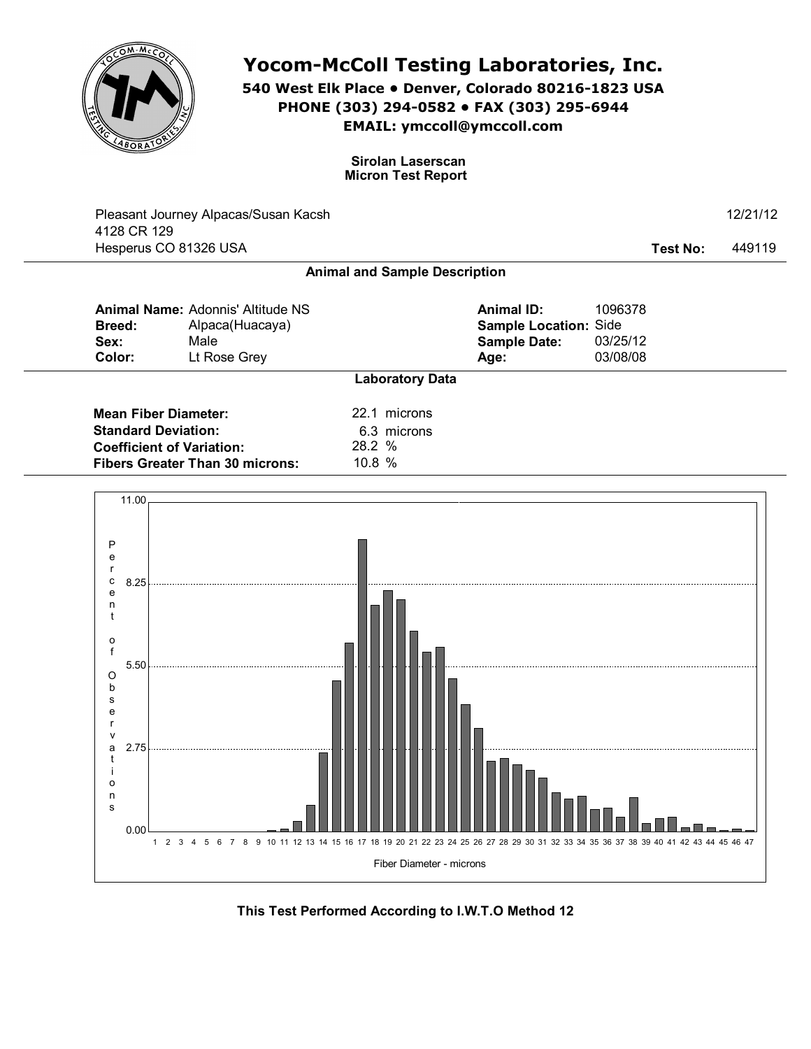# Yocom-McColl Testing Laboratories, Inc.

**540 West Elk Place • Denver, Colorado 80216-1823 USA**
**PHONE (303) 294-0582 • FAX (303) 295-6944**
**EMAIL: ymccoll@ymccoll.com**

**Sirolan Laserscan**
**Micron Test Report**

Pleasant Journey Alpacas/Susan Kacsh
4128 CR 129
Hesperus CO 81326 USA

12/21/12

**Test No:** 449119

**Animal and Sample Description**

| | | | |
|---|---|---|---|
| **Animal Name:** | Adonnis' Altitude NS | **Animal ID:** | 1096378 |
| **Breed:** | Alpaca(Huacaya) | **Sample Location:** | Side |
| **Sex:** | Male | **Sample Date:** | 03/25/12 |
| **Color:** | Lt Rose Grey | **Age:** | 03/08/08 |

**Laboratory Data**

| | |
|---|---|
| **Mean Fiber Diameter:** | 22.1 microns |
| **Standard Deviation:** | 6.3 microns |
| **Coefficient of Variation:** | 28.2 % |
| **Fibers Greater Than 30 microns:** | 10.8 % |

Percent of Observations
11.00
8.25
5.50
2.75
0.00

1 2 3 4 5 6 7 8 9 10 11 12 13 14 15 16 17 18 19 20 21 22 23 24 25 26 27 28 29 30 31 32 33 34 35 36 37 38 39 40 41 42 43 44 45 46 47

Fiber Diameter - microns

**This Test Performed According to I.W.T.O Method 12**